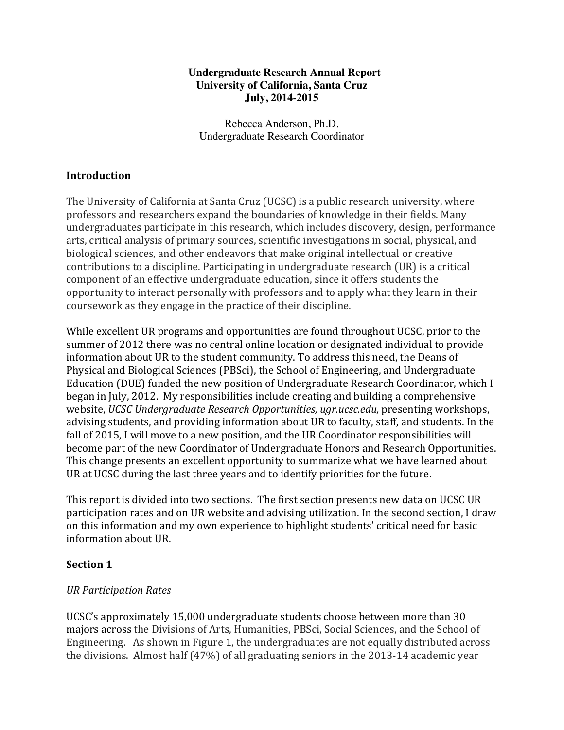**Undergraduate Research Annual Report**
**University of California, Santa Cruz**
**July, 2014-2015**

Rebecca Anderson, Ph.D.
Undergraduate Research Coordinator

## Introduction

The University of California at Santa Cruz (UCSC) is a public research university, where professors and researchers expand the boundaries of knowledge in their fields. Many undergraduates participate in this research, which includes discovery, design, performance arts, critical analysis of primary sources, scientific investigations in social, physical, and biological sciences, and other endeavors that make original intellectual or creative contributions to a discipline. Participating in undergraduate research (UR) is a critical component of an effective undergraduate education, since it offers students the opportunity to interact personally with professors and to apply what they learn in their coursework as they engage in the practice of their discipline.

While excellent UR programs and opportunities are found throughout UCSC, prior to the summer of 2012 there was no central online location or designated individual to provide information about UR to the student community. To address this need, the Deans of Physical and Biological Sciences (PBSci), the School of Engineering, and Undergraduate Education (DUE) funded the new position of Undergraduate Research Coordinator, which I began in July, 2012. My responsibilities include creating and building a comprehensive website, *UCSC Undergraduate Research Opportunities, ugr.ucsc.edu,* presenting workshops, advising students, and providing information about UR to faculty, staff, and students. In the fall of 2015, I will move to a new position, and the UR Coordinator responsibilities will become part of the new Coordinator of Undergraduate Honors and Research Opportunities. This change presents an excellent opportunity to summarize what we have learned about UR at UCSC during the last three years and to identify priorities for the future.

This report is divided into two sections. The first section presents new data on UCSC UR participation rates and on UR website and advising utilization. In the second section, I draw on this information and my own experience to highlight students' critical need for basic information about UR.

## Section 1

*UR Participation Rates*

UCSC's approximately 15,000 undergraduate students choose between more than 30 majors across the Divisions of Arts, Humanities, PBSci, Social Sciences, and the School of Engineering. As shown in Figure 1, the undergraduates are not equally distributed across the divisions. Almost half (47%) of all graduating seniors in the 2013-14 academic year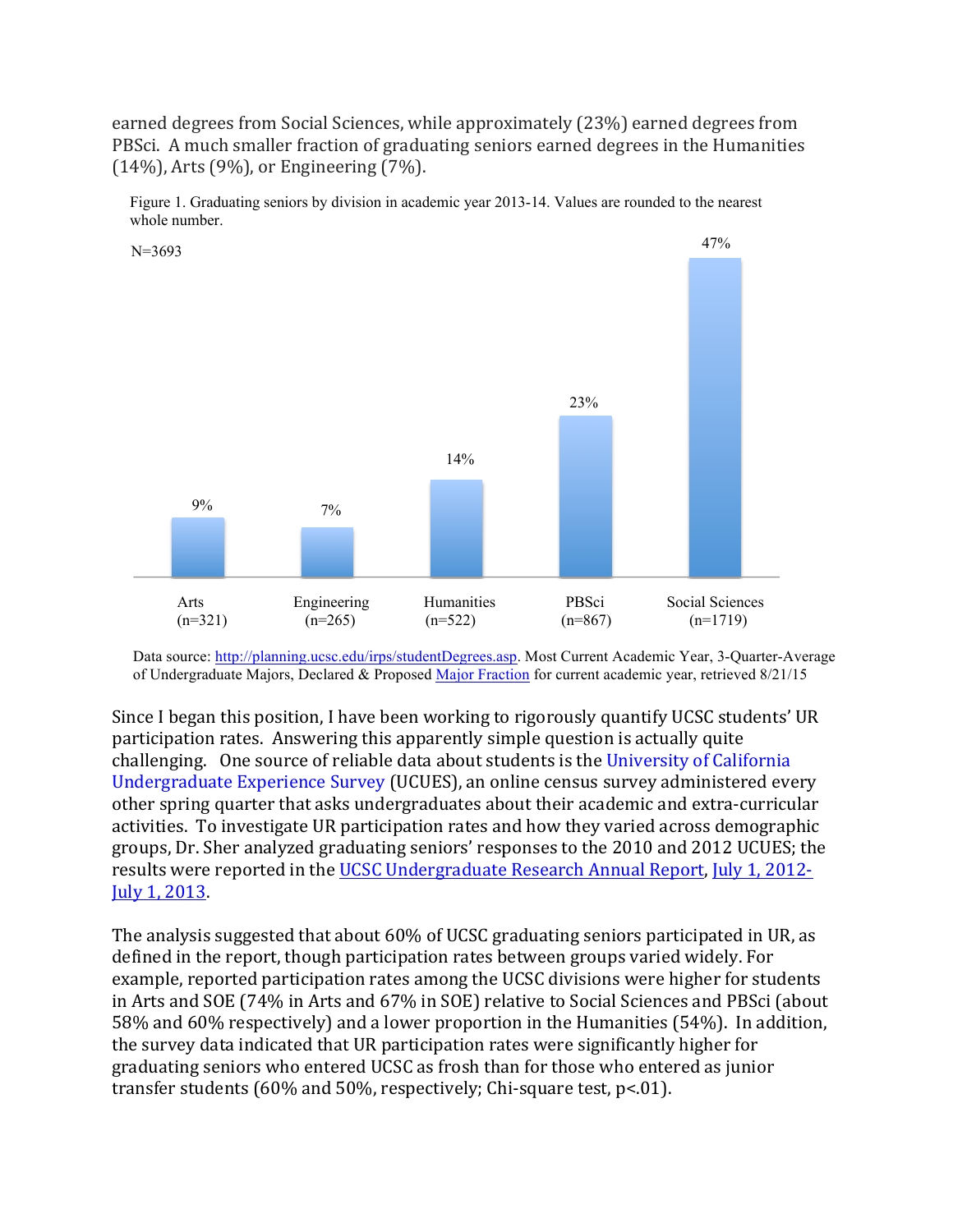earned degrees from Social Sciences, while approximately (23%) earned degrees from PBSci. A much smaller fraction of graduating seniors earned degrees in the Humanities (14%), Arts (9%), or Engineering (7%).

Figure 1. Graduating seniors by division in academic year 2013-14. Values are rounded to the nearest whole number.

N=3693

| Arts (n=321) | Engineering (n=265) | Humanities (n=522) | PBSci (n=867) | Social Sciences (n=1719) |
|---|---|---|---|---|
| 9% | 7% | 14% | 23% | 47% |

Data source: http://planning.ucsc.edu/irps/studentDegrees.asp. Most Current Academic Year, 3-Quarter-Average of Undergraduate Majors, Declared & Proposed Major Fraction for current academic year, retrieved 8/21/15

Since I began this position, I have been working to rigorously quantify UCSC students' UR participation rates. Answering this apparently simple question is actually quite challenging. One source of reliable data about students is the University of California Undergraduate Experience Survey (UCUES), an online census survey administered every other spring quarter that asks undergraduates about their academic and extra-curricular activities. To investigate UR participation rates and how they varied across demographic groups, Dr. Sher analyzed graduating seniors' responses to the 2010 and 2012 UCUES; the results were reported in the UCSC Undergraduate Research Annual Report, July 1, 2012-July 1, 2013.

The analysis suggested that about 60% of UCSC graduating seniors participated in UR, as defined in the report, though participation rates between groups varied widely. For example, reported participation rates among the UCSC divisions were higher for students in Arts and SOE (74% in Arts and 67% in SOE) relative to Social Sciences and PBSci (about 58% and 60% respectively) and a lower proportion in the Humanities (54%). In addition, the survey data indicated that UR participation rates were significantly higher for graduating seniors who entered UCSC as frosh than for those who entered as junior transfer students (60% and 50%, respectively; Chi-square test, $p<.01$).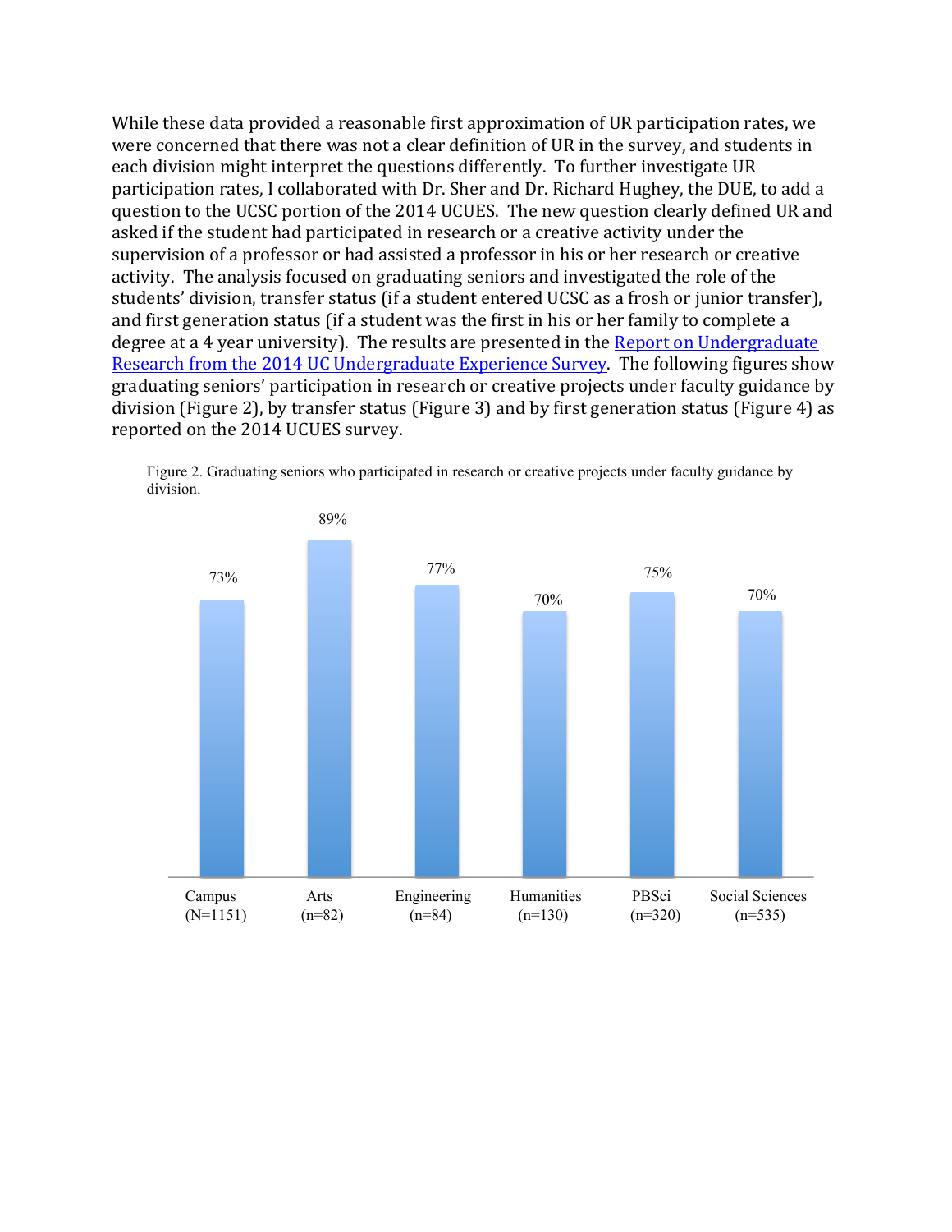While these data provided a reasonable first approximation of UR participation rates, we were concerned that there was not a clear definition of UR in the survey, and students in each division might interpret the questions differently. To further investigate UR participation rates, I collaborated with Dr. Sher and Dr. Richard Hughey, the DUE, to add a question to the UCSC portion of the 2014 UCUES. The new question clearly defined UR and asked if the student had participated in research or a creative activity under the supervision of a professor or had assisted a professor in his or her research or creative activity. The analysis focused on graduating seniors and investigated the role of the students' division, transfer status (if a student entered UCSC as a frosh or junior transfer), and first generation status (if a student was the first in his or her family to complete a degree at a 4 year university). The results are presented in the Report on Undergraduate Research from the 2014 UC Undergraduate Experience Survey. The following figures show graduating seniors' participation in research or creative projects under faculty guidance by division (Figure 2), by transfer status (Figure 3) and by first generation status (Figure 4) as reported on the 2014 UCUES survey.

Figure 2. Graduating seniors who participated in research or creative projects under faculty guidance by division.

| Division | Participation |
|---|---|
| Campus (N=1151) | 73% |
| Arts (n=82) | 89% |
| Engineering (n=84) | 77% |
| Humanities (n=130) | 70% |
| PBSci (n=320) | 75% |
| Social Sciences (n=535) | 70% |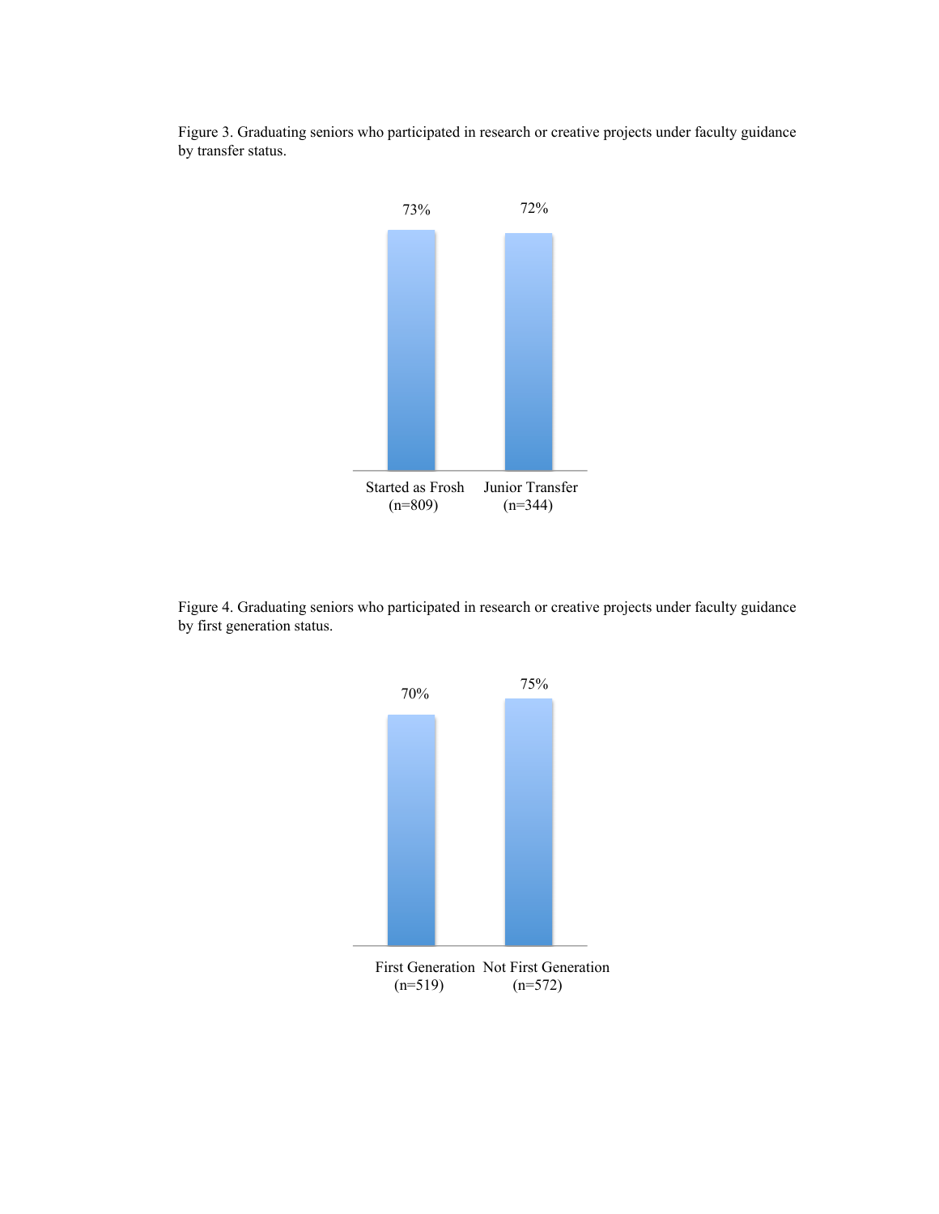Figure 3. Graduating seniors who participated in research or creative projects under faculty guidance by transfer status.

73%

72%

Started as Frosh (n=809)

Junior Transfer (n=344)

Figure 4. Graduating seniors who participated in research or creative projects under faculty guidance by first generation status.

70%

75%

First Generation (n=519)

Not First Generation (n=572)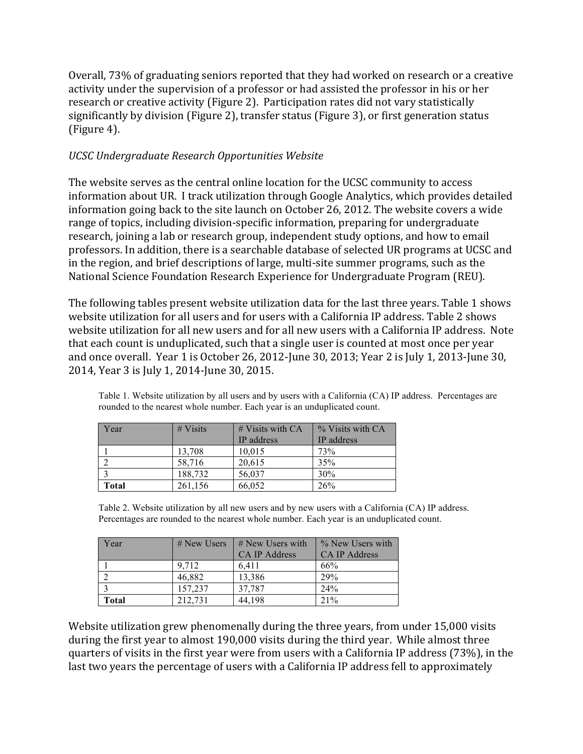Overall, 73% of graduating seniors reported that they had worked on research or a creative activity under the supervision of a professor or had assisted the professor in his or her research or creative activity (Figure 2). Participation rates did not vary statistically significantly by division (Figure 2), transfer status (Figure 3), or first generation status (Figure 4).

*UCSC Undergraduate Research Opportunities Website*

The website serves as the central online location for the UCSC community to access information about UR. I track utilization through Google Analytics, which provides detailed information going back to the site launch on October 26, 2012. The website covers a wide range of topics, including division-specific information, preparing for undergraduate research, joining a lab or research group, independent study options, and how to email professors. In addition, there is a searchable database of selected UR programs at UCSC and in the region, and brief descriptions of large, multi-site summer programs, such as the National Science Foundation Research Experience for Undergraduate Program (REU).

The following tables present website utilization data for the last three years. Table 1 shows website utilization for all users and for users with a California IP address. Table 2 shows website utilization for all new users and for all new users with a California IP address. Note that each count is unduplicated, such that a single user is counted at most once per year and once overall. Year 1 is October 26, 2012-June 30, 2013; Year 2 is July 1, 2013-June 30, 2014, Year 3 is July 1, 2014-June 30, 2015.

Table 1. Website utilization by all users and by users with a California (CA) IP address. Percentages are rounded to the nearest whole number. Each year is an unduplicated count.

| Year | # Visits | # Visits with CA IP address | % Visits with CA IP address |
|---|---|---|---|
| 1 | 13,708 | 10,015 | 73% |
| 2 | 58,716 | 20,615 | 35% |
| 3 | 188,732 | 56,037 | 30% |
| **Total** | 261,156 | 66,052 | 26% |

Table 2. Website utilization by all new users and by new users with a California (CA) IP address. Percentages are rounded to the nearest whole number. Each year is an unduplicated count.

| Year | # New Users | # New Users with CA IP Address | % New Users with CA IP Address |
|---|---|---|---|
| 1 | 9,712 | 6,411 | 66% |
| 2 | 46,882 | 13,386 | 29% |
| 3 | 157,237 | 37,787 | 24% |
| **Total** | 212,731 | 44,198 | 21% |

Website utilization grew phenomenally during the three years, from under 15,000 visits during the first year to almost 190,000 visits during the third year. While almost three quarters of visits in the first year were from users with a California IP address (73%), in the last two years the percentage of users with a California IP address fell to approximately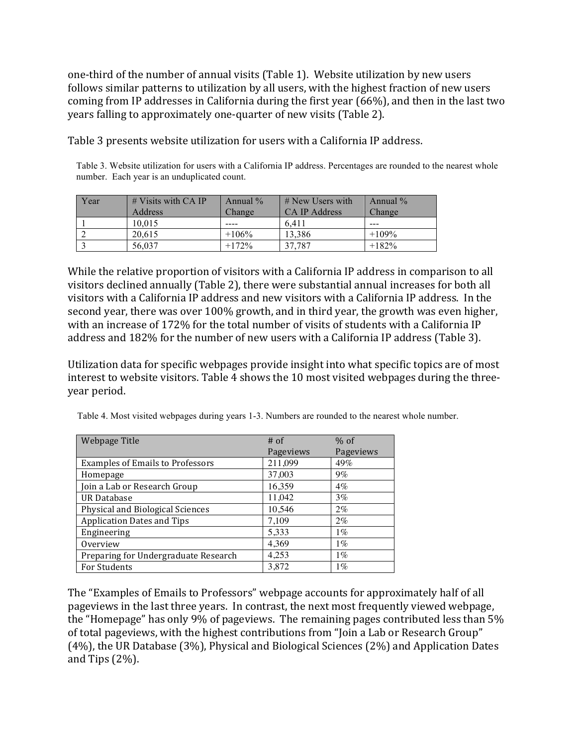one-third of the number of annual visits (Table 1). Website utilization by new users follows similar patterns to utilization by all users, with the highest fraction of new users coming from IP addresses in California during the first year (66%), and then in the last two years falling to approximately one-quarter of new visits (Table 2).

Table 3 presents website utilization for users with a California IP address.

Table 3. Website utilization for users with a California IP address. Percentages are rounded to the nearest whole number. Each year is an unduplicated count.

| Year | # Visits with CA IP Address | Annual % Change | # New Users with CA IP Address | Annual % Change |
|---|---|---|---|---|
| 1 | 10,015 | ---- | 6,411 | --- |
| 2 | 20,615 | +106% | 13,386 | +109% |
| 3 | 56,037 | +172% | 37,787 | +182% |

While the relative proportion of visitors with a California IP address in comparison to all visitors declined annually (Table 2), there were substantial annual increases for both all visitors with a California IP address and new visitors with a California IP address. In the second year, there was over 100% growth, and in third year, the growth was even higher, with an increase of 172% for the total number of visits of students with a California IP address and 182% for the number of new users with a California IP address (Table 3).

Utilization data for specific webpages provide insight into what specific topics are of most interest to website visitors. Table 4 shows the 10 most visited webpages during the three-year period.

Table 4. Most visited webpages during years 1-3. Numbers are rounded to the nearest whole number.

| Webpage Title | # of Pageviews | % of Pageviews |
|---|---|---|
| Examples of Emails to Professors | 211,099 | 49% |
| Homepage | 37,003 | 9% |
| Join a Lab or Research Group | 16,359 | 4% |
| UR Database | 11,042 | 3% |
| Physical and Biological Sciences | 10,546 | 2% |
| Application Dates and Tips | 7,109 | 2% |
| Engineering | 5,333 | 1% |
| Overview | 4,369 | 1% |
| Preparing for Undergraduate Research | 4,253 | 1% |
| For Students | 3,872 | 1% |

The "Examples of Emails to Professors" webpage accounts for approximately half of all pageviews in the last three years. In contrast, the next most frequently viewed webpage, the "Homepage" has only 9% of pageviews. The remaining pages contributed less than 5% of total pageviews, with the highest contributions from "Join a Lab or Research Group" (4%), the UR Database (3%), Physical and Biological Sciences (2%) and Application Dates and Tips (2%).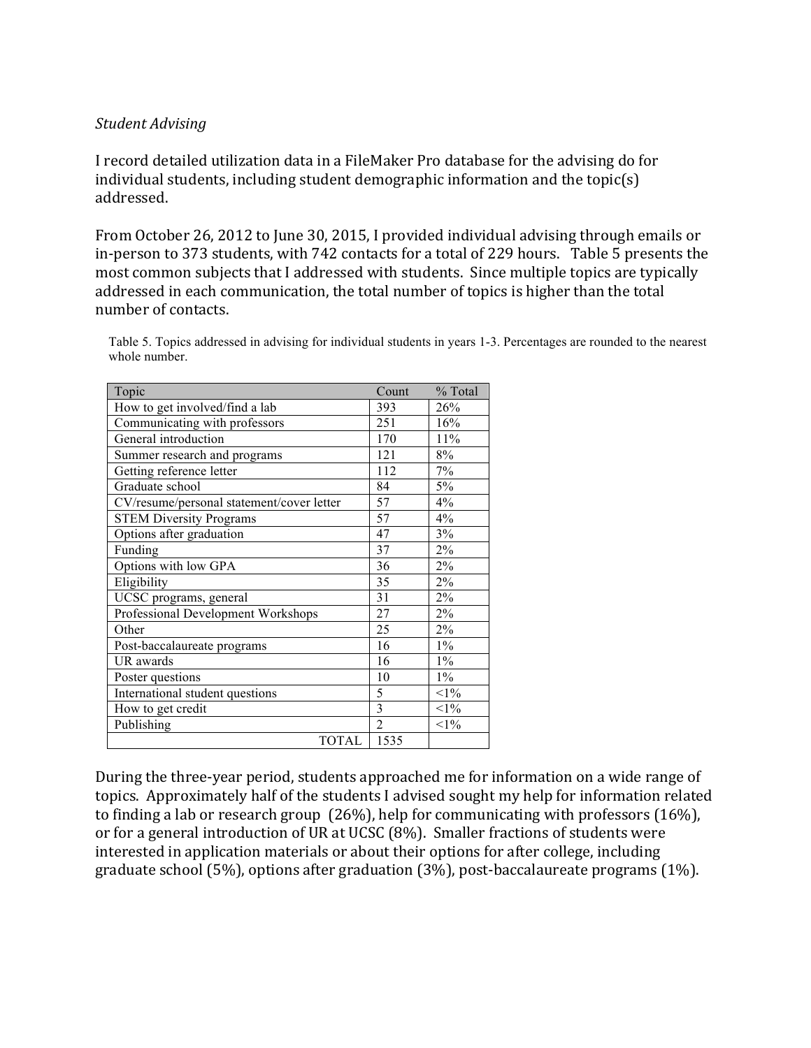*Student Advising*

I record detailed utilization data in a FileMaker Pro database for the advising do for individual students, including student demographic information and the topic(s) addressed.

From October 26, 2012 to June 30, 2015, I provided individual advising through emails or in-person to 373 students, with 742 contacts for a total of 229 hours. Table 5 presents the most common subjects that I addressed with students. Since multiple topics are typically addressed in each communication, the total number of topics is higher than the total number of contacts.

Table 5. Topics addressed in advising for individual students in years 1-3. Percentages are rounded to the nearest whole number.

| Topic | Count | % Total |
|---|---|---|
| How to get involved/find a lab | 393 | 26% |
| Communicating with professors | 251 | 16% |
| General introduction | 170 | 11% |
| Summer research and programs | 121 | 8% |
| Getting reference letter | 112 | 7% |
| Graduate school | 84 | 5% |
| CV/resume/personal statement/cover letter | 57 | 4% |
| STEM Diversity Programs | 57 | 4% |
| Options after graduation | 47 | 3% |
| Funding | 37 | 2% |
| Options with low GPA | 36 | 2% |
| Eligibility | 35 | 2% |
| UCSC programs, general | 31 | 2% |
| Professional Development Workshops | 27 | 2% |
| Other | 25 | 2% |
| Post-baccalaureate programs | 16 | 1% |
| UR awards | 16 | 1% |
| Poster questions | 10 | 1% |
| International student questions | 5 | <1% |
| How to get credit | 3 | <1% |
| Publishing | 2 | <1% |
| TOTAL | 1535 | |

During the three-year period, students approached me for information on a wide range of topics. Approximately half of the students I advised sought my help for information related to finding a lab or research group (26%), help for communicating with professors (16%), or for a general introduction of UR at UCSC (8%). Smaller fractions of students were interested in application materials or about their options for after college, including graduate school (5%), options after graduation (3%), post-baccalaureate programs (1%).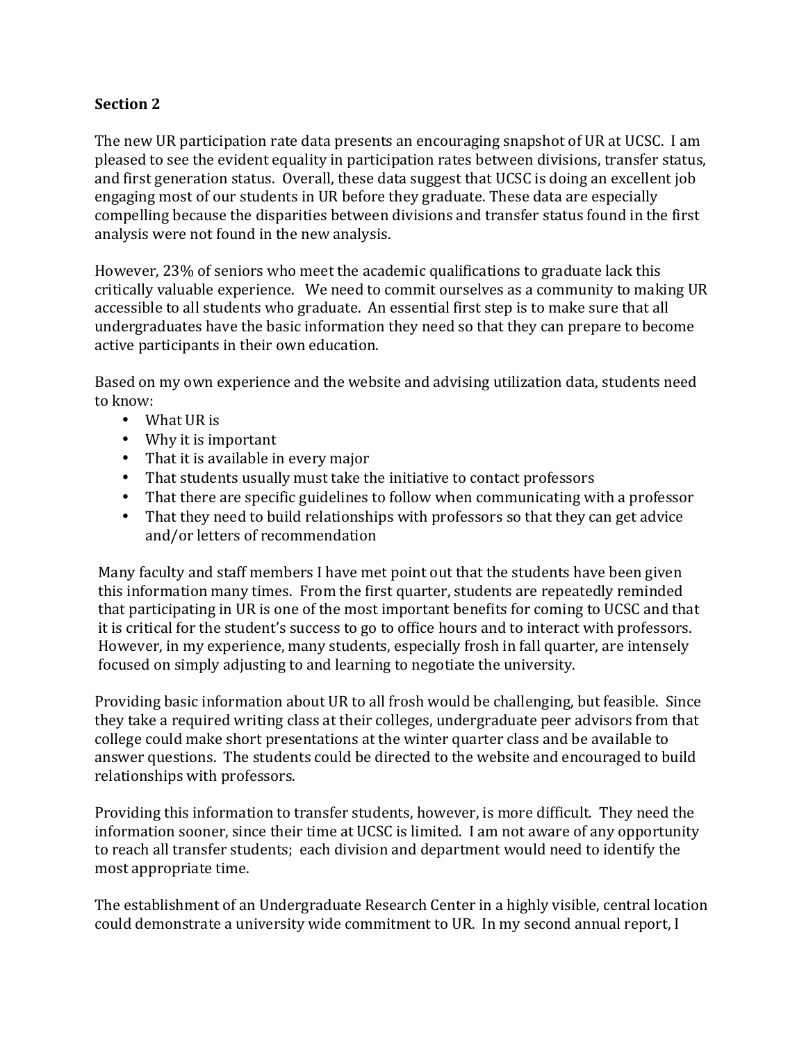**Section 2**

The new UR participation rate data presents an encouraging snapshot of UR at UCSC. I am pleased to see the evident equality in participation rates between divisions, transfer status, and first generation status. Overall, these data suggest that UCSC is doing an excellent job engaging most of our students in UR before they graduate. These data are especially compelling because the disparities between divisions and transfer status found in the first analysis were not found in the new analysis.

However, 23% of seniors who meet the academic qualifications to graduate lack this critically valuable experience. We need to commit ourselves as a community to making UR accessible to all students who graduate. An essential first step is to make sure that all undergraduates have the basic information they need so that they can prepare to become active participants in their own education.

Based on my own experience and the website and advising utilization data, students need to know:

- What UR is
- Why it is important
- That it is available in every major
- That students usually must take the initiative to contact professors
- That there are specific guidelines to follow when communicating with a professor
- That they need to build relationships with professors so that they can get advice and/or letters of recommendation

Many faculty and staff members I have met point out that the students have been given this information many times. From the first quarter, students are repeatedly reminded that participating in UR is one of the most important benefits for coming to UCSC and that it is critical for the student's success to go to office hours and to interact with professors. However, in my experience, many students, especially frosh in fall quarter, are intensely focused on simply adjusting to and learning to negotiate the university.

Providing basic information about UR to all frosh would be challenging, but feasible. Since they take a required writing class at their colleges, undergraduate peer advisors from that college could make short presentations at the winter quarter class and be available to answer questions. The students could be directed to the website and encouraged to build relationships with professors.

Providing this information to transfer students, however, is more difficult. They need the information sooner, since their time at UCSC is limited. I am not aware of any opportunity to reach all transfer students; each division and department would need to identify the most appropriate time.

The establishment of an Undergraduate Research Center in a highly visible, central location could demonstrate a university wide commitment to UR. In my second annual report, I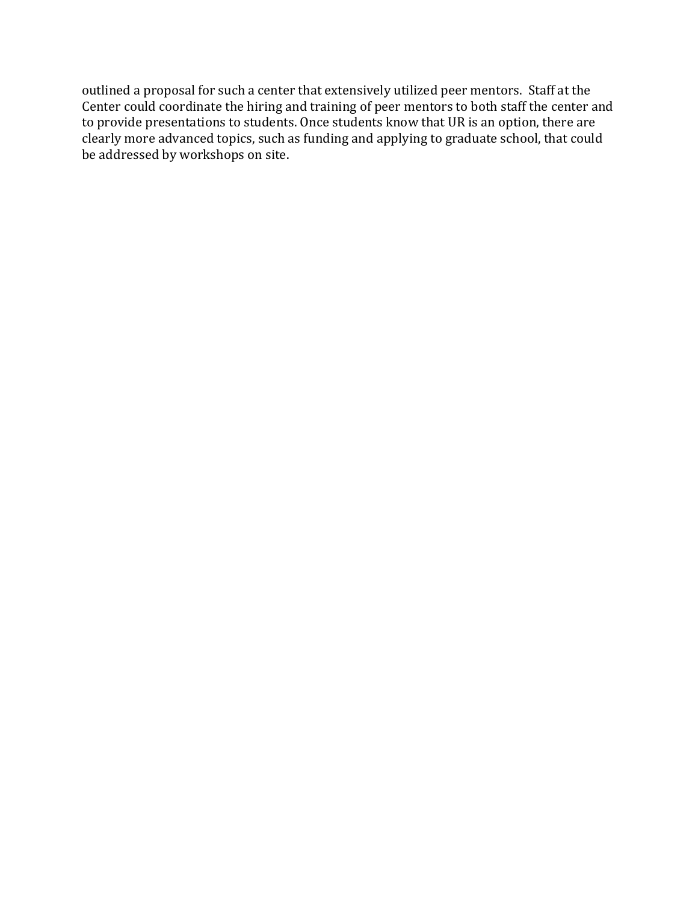outlined a proposal for such a center that extensively utilized peer mentors. Staff at the Center could coordinate the hiring and training of peer mentors to both staff the center and to provide presentations to students. Once students know that UR is an option, there are clearly more advanced topics, such as funding and applying to graduate school, that could be addressed by workshops on site.